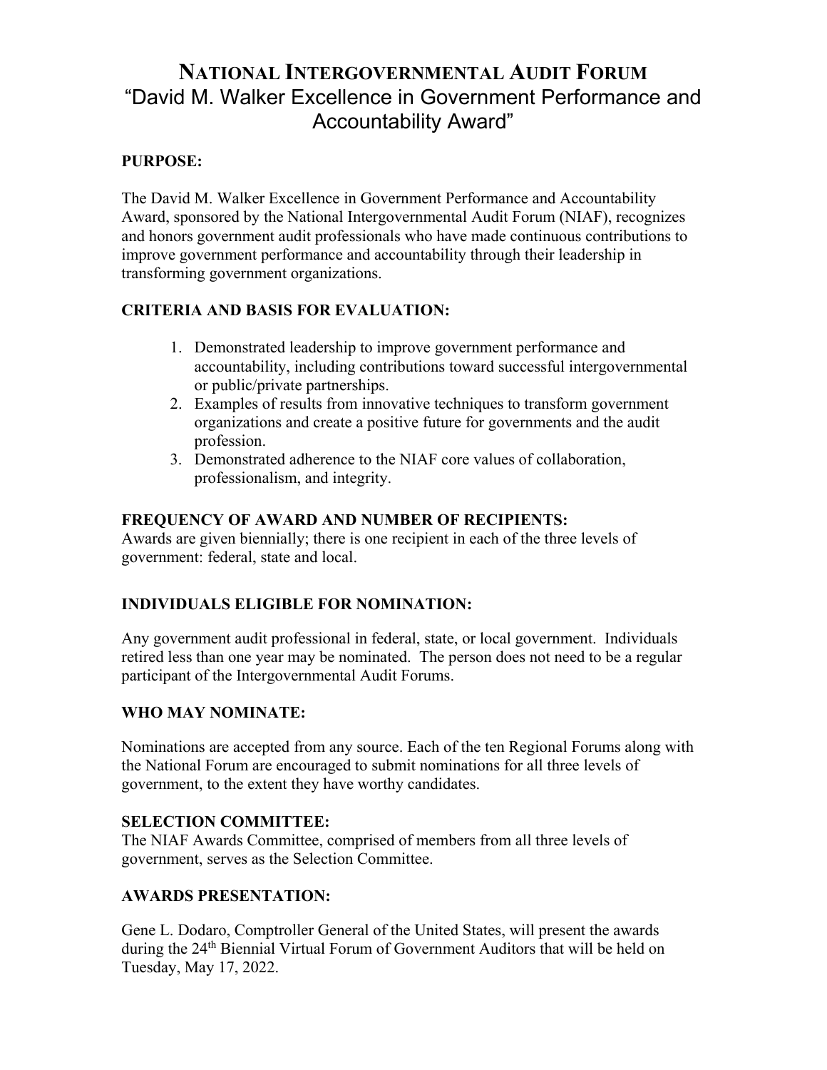# NATIONAL INTERGOVERNMENTAL AUDIT FORUM
## "David M. Walker Excellence in Government Performance and Accountability Award"

**PURPOSE:**

The David M. Walker Excellence in Government Performance and Accountability Award, sponsored by the National Intergovernmental Audit Forum (NIAF), recognizes and honors government audit professionals who have made continuous contributions to improve government performance and accountability through their leadership in transforming government organizations.

**CRITERIA AND BASIS FOR EVALUATION:**

1. Demonstrated leadership to improve government performance and accountability, including contributions toward successful intergovernmental or public/private partnerships.
2. Examples of results from innovative techniques to transform government organizations and create a positive future for governments and the audit profession.
3. Demonstrated adherence to the NIAF core values of collaboration, professionalism, and integrity.

**FREQUENCY OF AWARD AND NUMBER OF RECIPIENTS:**
Awards are given biennially; there is one recipient in each of the three levels of government: federal, state and local.

**INDIVIDUALS ELIGIBLE FOR NOMINATION:**

Any government audit professional in federal, state, or local government. Individuals retired less than one year may be nominated. The person does not need to be a regular participant of the Intergovernmental Audit Forums.

**WHO MAY NOMINATE:**

Nominations are accepted from any source. Each of the ten Regional Forums along with the National Forum are encouraged to submit nominations for all three levels of government, to the extent they have worthy candidates.

**SELECTION COMMITTEE:**
The NIAF Awards Committee, comprised of members from all three levels of government, serves as the Selection Committee.

**AWARDS PRESENTATION:**

Gene L. Dodaro, Comptroller General of the United States, will present the awards during the 24th Biennial Virtual Forum of Government Auditors that will be held on Tuesday, May 17, 2022.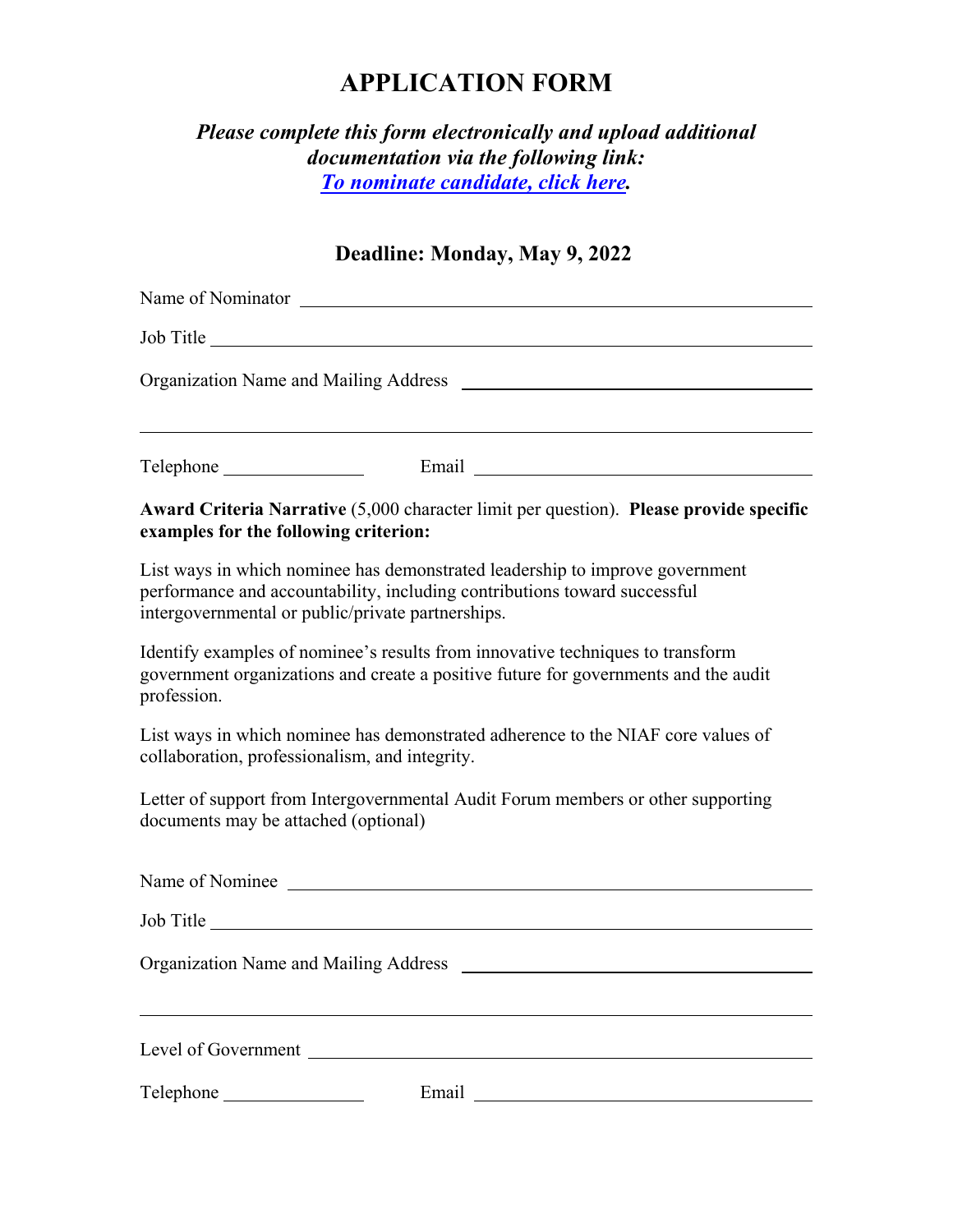# APPLICATION FORM

***Please complete this form electronically and upload additional documentation via the following link:***
***[To nominate candidate, click here](#).***

**Deadline: Monday, May 9, 2022**

Name of Nominator ______________________________

Job Title ______________________________

Organization Name and Mailing Address ______________________________

______________________________

Telephone ______________ Email ______________________________

**Award Criteria Narrative** (5,000 character limit per question). **Please provide specific examples for the following criterion:**

List ways in which nominee has demonstrated leadership to improve government performance and accountability, including contributions toward successful intergovernmental or public/private partnerships.

Identify examples of nominee's results from innovative techniques to transform government organizations and create a positive future for governments and the audit profession.

List ways in which nominee has demonstrated adherence to the NIAF core values of collaboration, professionalism, and integrity.

Letter of support from Intergovernmental Audit Forum members or other supporting documents may be attached (optional)

Name of Nominee ______________________________

Job Title ______________________________

Organization Name and Mailing Address ______________________________

______________________________

Level of Government ______________________________

Telephone ______________ Email ______________________________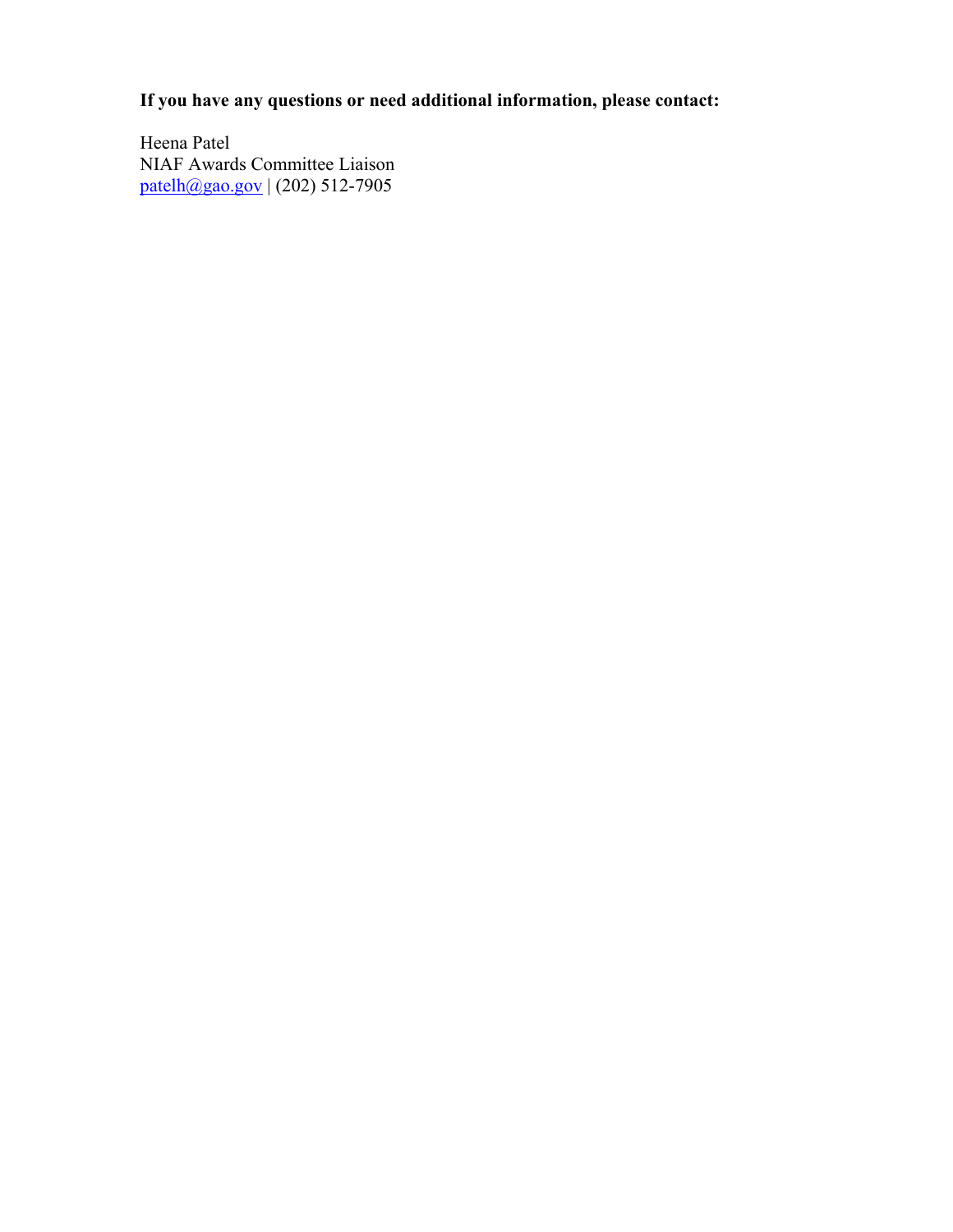**If you have any questions or need additional information, please contact:**

Heena Patel
NIAF Awards Committee Liaison
patelh@gao.gov | (202) 512-7905